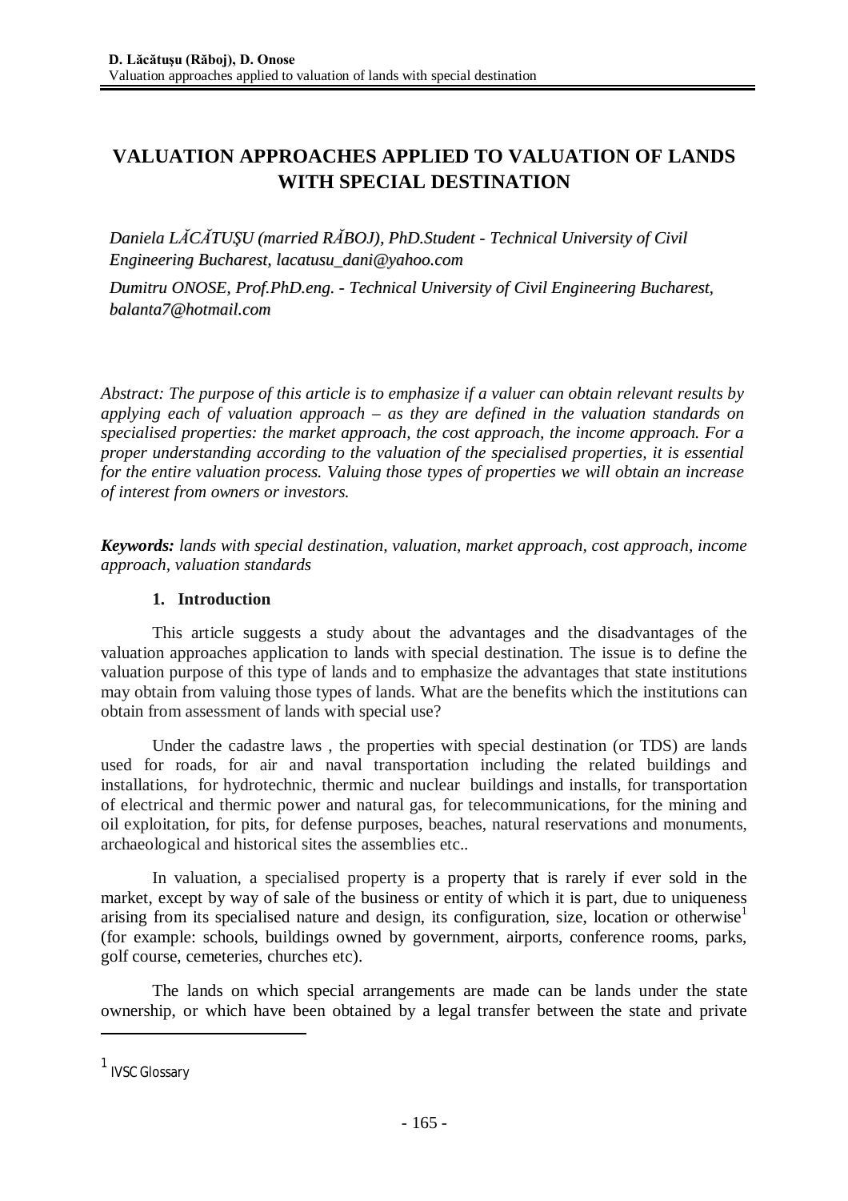# VALUATION APPROACHES APPLIED TO VALUATION OF LANDS WITH SPECIAL DESTINATION

*Daniela LĂCĂTUŞU (married RĂBOJ), PhD.Student - Technical University of Civil Engineering Bucharest, lacatusu_dani@yahoo.com*

*Dumitru ONOSE, Prof.PhD.eng. - Technical University of Civil Engineering Bucharest, balanta7@hotmail.com*

*Abstract: The purpose of this article is to emphasize if a valuer can obtain relevant results by applying each of valuation approach – as they are defined in the valuation standards on specialised properties: the market approach, the cost approach, the income approach. For a proper understanding according to the valuation of the specialised properties, it is essential for the entire valuation process. Valuing those types of properties we will obtain an increase of interest from owners or investors.*

***Keywords:*** *lands with special destination, valuation, market approach, cost approach, income approach, valuation standards*

## 1. Introduction

This article suggests a study about the advantages and the disadvantages of the valuation approaches application to lands with special destination. The issue is to define the valuation purpose of this type of lands and to emphasize the advantages that state institutions may obtain from valuing those types of lands. What are the benefits which the institutions can obtain from assessment of lands with special use?

Under the cadastre laws , the properties with special destination (or TDS) are lands used for roads, for air and naval transportation including the related buildings and installations, for hydrotechnic, thermic and nuclear buildings and installs, for transportation of electrical and thermic power and natural gas, for telecommunications, for the mining and oil exploitation, for pits, for defense purposes, beaches, natural reservations and monuments, archaeological and historical sites the assemblies etc..

In valuation, a specialised property is a property that is rarely if ever sold in the market, except by way of sale of the business or entity of which it is part, due to uniqueness arising from its specialised nature and design, its configuration, size, location or otherwise[1] (for example: schools, buildings owned by government, airports, conference rooms, parks, golf course, cemeteries, churches etc).

The lands on which special arrangements are made can be lands under the state ownership, or which have been obtained by a legal transfer between the state and private

---

[1] IVSC Glossary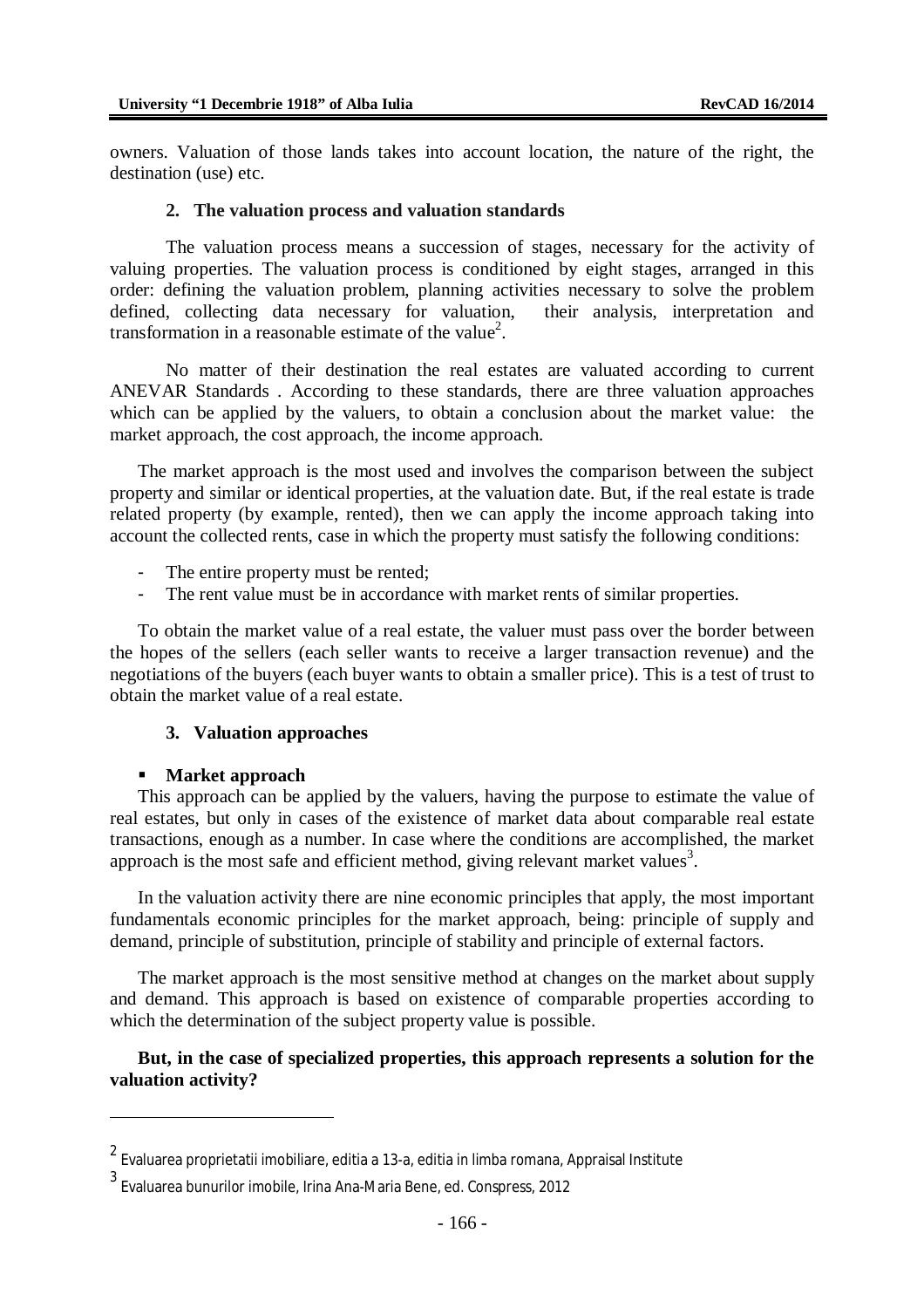owners. Valuation of those lands takes into account location, the nature of the right, the destination (use) etc.

## 2. The valuation process and valuation standards

The valuation process means a succession of stages, necessary for the activity of valuing properties. The valuation process is conditioned by eight stages, arranged in this order: defining the valuation problem, planning activities necessary to solve the problem defined, collecting data necessary for valuation, their analysis, interpretation and transformation in a reasonable estimate of the value[2].

No matter of their destination the real estates are valuated according to current ANEVAR Standards . According to these standards, there are three valuation approaches which can be applied by the valuers, to obtain a conclusion about the market value: the market approach, the cost approach, the income approach.

The market approach is the most used and involves the comparison between the subject property and similar or identical properties, at the valuation date. But, if the real estate is trade related property (by example, rented), then we can apply the income approach taking into account the collected rents, case in which the property must satisfy the following conditions:

- The entire property must be rented;
- The rent value must be in accordance with market rents of similar properties.

To obtain the market value of a real estate, the valuer must pass over the border between the hopes of the sellers (each seller wants to receive a larger transaction revenue) and the negotiations of the buyers (each buyer wants to obtain a smaller price). This is a test of trust to obtain the market value of a real estate.

## 3. Valuation approaches

- **Market approach**

This approach can be applied by the valuers, having the purpose to estimate the value of real estates, but only in cases of the existence of market data about comparable real estate transactions, enough as a number. In case where the conditions are accomplished, the market approach is the most safe and efficient method, giving relevant market values[3].

In the valuation activity there are nine economic principles that apply, the most important fundamentals economic principles for the market approach, being: principle of supply and demand, principle of substitution, principle of stability and principle of external factors.

The market approach is the most sensitive method at changes on the market about supply and demand. This approach is based on existence of comparable properties according to which the determination of the subject property value is possible.

**But, in the case of specialized properties, this approach represents a solution for the valuation activity?**

---

[2] Evaluarea proprietatii imobiliare, editia a 13-a, editia in limba romana, Appraisal Institute

[3] Evaluarea bunurilor imobile, Irina Ana-Maria Bene, ed. Conspress, 2012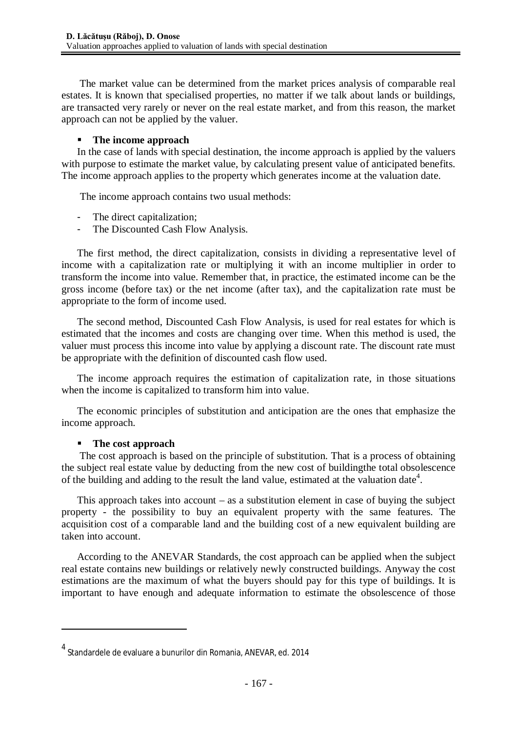The market value can be determined from the market prices analysis of comparable real estates. It is known that specialised properties, no matter if we talk about lands or buildings, are transacted very rarely or never on the real estate market, and from this reason, the market approach can not be applied by the valuer.

- **The income approach**

In the case of lands with special destination, the income approach is applied by the valuers with purpose to estimate the market value, by calculating present value of anticipated benefits. The income approach applies to the property which generates income at the valuation date.

The income approach contains two usual methods:

- The direct capitalization;
- The Discounted Cash Flow Analysis.

The first method, the direct capitalization, consists in dividing a representative level of income with a capitalization rate or multiplying it with an income multiplier in order to transform the income into value. Remember that, in practice, the estimated income can be the gross income (before tax) or the net income (after tax), and the capitalization rate must be appropriate to the form of income used.

The second method, Discounted Cash Flow Analysis, is used for real estates for which is estimated that the incomes and costs are changing over time. When this method is used, the valuer must process this income into value by applying a discount rate. The discount rate must be appropriate with the definition of discounted cash flow used.

The income approach requires the estimation of capitalization rate, in those situations when the income is capitalized to transform him into value.

The economic principles of substitution and anticipation are the ones that emphasize the income approach.

- **The cost approach**

The cost approach is based on the principle of substitution. That is a process of obtaining the subject real estate value by deducting from the new cost of buildingthe total obsolescence of the building and adding to the result the land value, estimated at the valuation date[4].

This approach takes into account – as a substitution element in case of buying the subject property - the possibility to buy an equivalent property with the same features. The acquisition cost of a comparable land and the building cost of a new equivalent building are taken into account.

According to the ANEVAR Standards, the cost approach can be applied when the subject real estate contains new buildings or relatively newly constructed buildings. Anyway the cost estimations are the maximum of what the buyers should pay for this type of buildings. It is important to have enough and adequate information to estimate the obsolescence of those

[4] Standardele de evaluare a bunurilor din Romania, ANEVAR, ed. 2014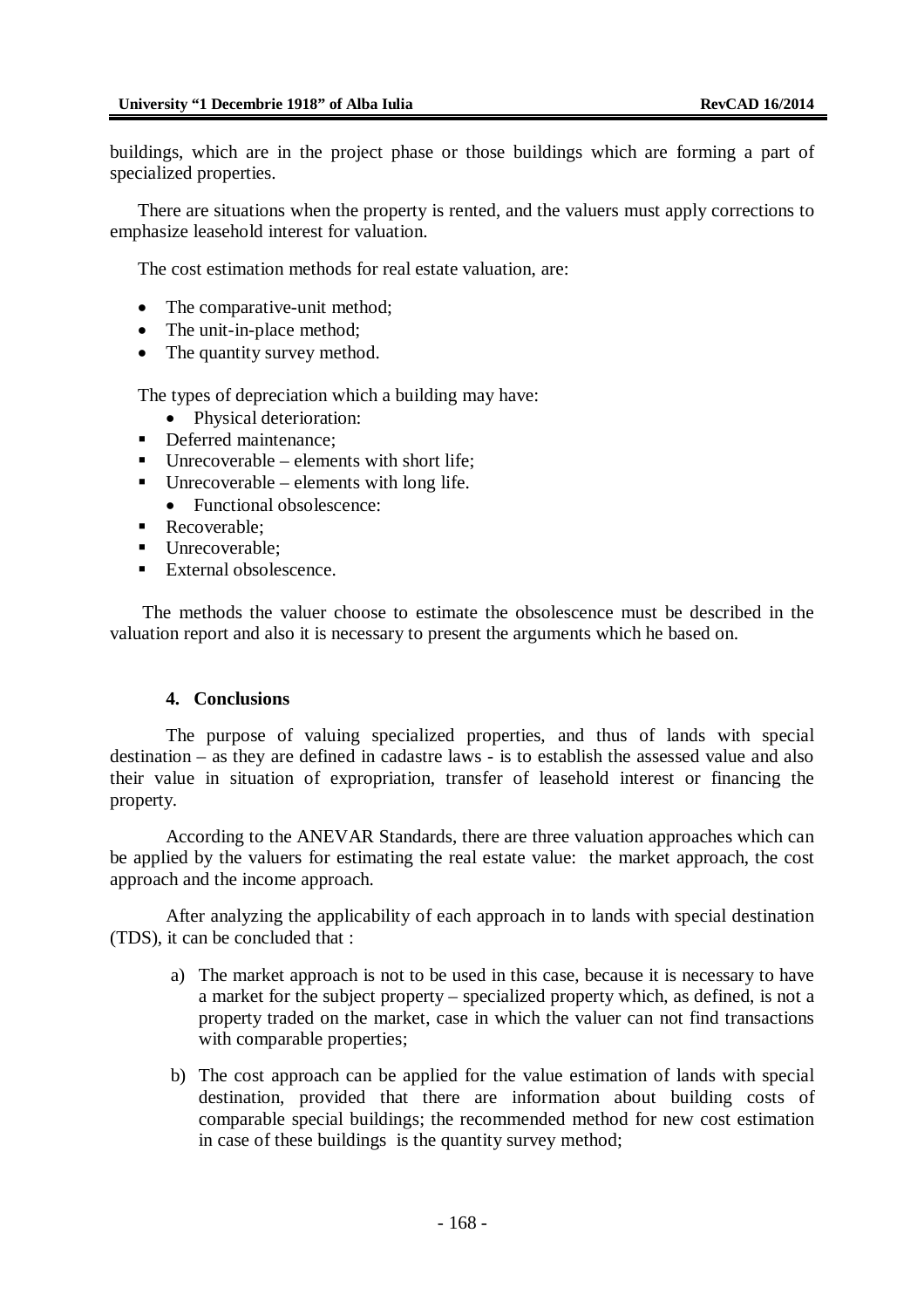buildings, which are in the project phase or those buildings which are forming a part of specialized properties.

There are situations when the property is rented, and the valuers must apply corrections to emphasize leasehold interest for valuation.

The cost estimation methods for real estate valuation, are:

- The comparative-unit method;
- The unit-in-place method;
- The quantity survey method.

The types of depreciation which a building may have:

- Physical deterioration:
  - Deferred maintenance;
  - Unrecoverable – elements with short life;
  - Unrecoverable – elements with long life.
- Functional obsolescence:
  - Recoverable;
  - Unrecoverable;
  - External obsolescence.

The methods the valuer choose to estimate the obsolescence must be described in the valuation report and also it is necessary to present the arguments which he based on.

## 4. Conclusions

The purpose of valuing specialized properties, and thus of lands with special destination – as they are defined in cadastre laws - is to establish the assessed value and also their value in situation of expropriation, transfer of leasehold interest or financing the property.

According to the ANEVAR Standards, there are three valuation approaches which can be applied by the valuers for estimating the real estate value: the market approach, the cost approach and the income approach.

After analyzing the applicability of each approach in to lands with special destination (TDS), it can be concluded that :

a) The market approach is not to be used in this case, because it is necessary to have a market for the subject property – specialized property which, as defined, is not a property traded on the market, case in which the valuer can not find transactions with comparable properties;

b) The cost approach can be applied for the value estimation of lands with special destination, provided that there are information about building costs of comparable special buildings; the recommended method for new cost estimation in case of these buildings is the quantity survey method;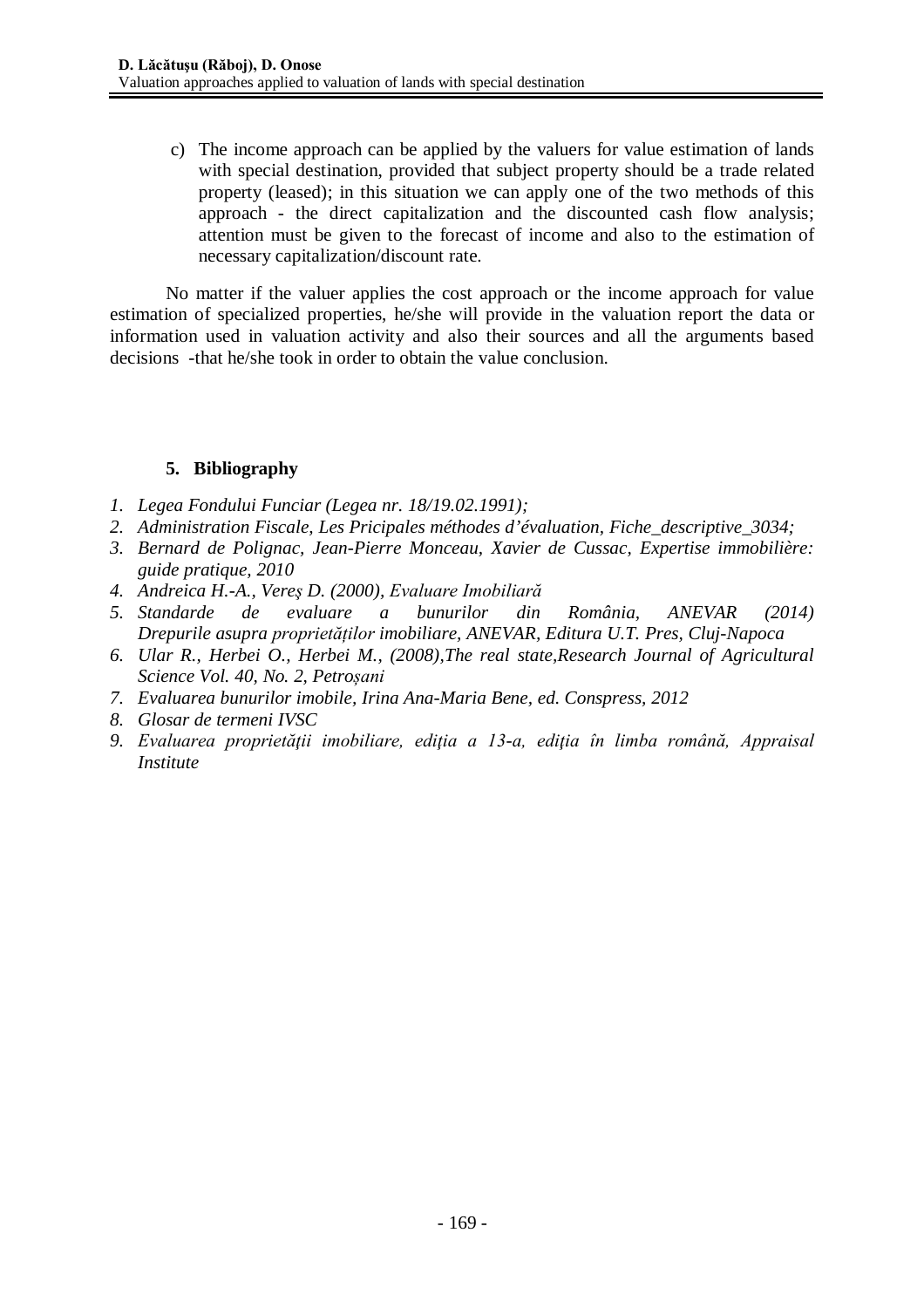c) The income approach can be applied by the valuers for value estimation of lands with special destination, provided that subject property should be a trade related property (leased); in this situation we can apply one of the two methods of this approach - the direct capitalization and the discounted cash flow analysis; attention must be given to the forecast of income and also to the estimation of necessary capitalization/discount rate.

No matter if the valuer applies the cost approach or the income approach for value estimation of specialized properties, he/she will provide in the valuation report the data or information used in valuation activity and also their sources and all the arguments based decisions -that he/she took in order to obtain the value conclusion.

## 5. Bibliography

1. *Legea Fondului Funciar (Legea nr. 18/19.02.1991);*
2. *Administration Fiscale, Les Pricipales méthodes d'évaluation, Fiche_descriptive_3034;*
3. *Bernard de Polignac, Jean-Pierre Monceau, Xavier de Cussac, Expertise immobilière: guide pratique, 2010*
4. *Andreica H.-A., Vereş D. (2000), Evaluare Imobiliară*
5. *Standarde de evaluare a bunurilor din România, ANEVAR (2014) Drepurile asupra proprietăților imobiliare, ANEVAR, Editura U.T. Pres, Cluj-Napoca*
6. *Ular R., Herbei O., Herbei M., (2008),The real state,Research Journal of Agricultural Science Vol. 40, No. 2, Petroșani*
7. *Evaluarea bunurilor imobile, Irina Ana-Maria Bene, ed. Conspress, 2012*
8. *Glosar de termeni IVSC*
9. *Evaluarea proprietăţii imobiliare, ediția a 13-a, ediția în limba română, Appraisal Institute*